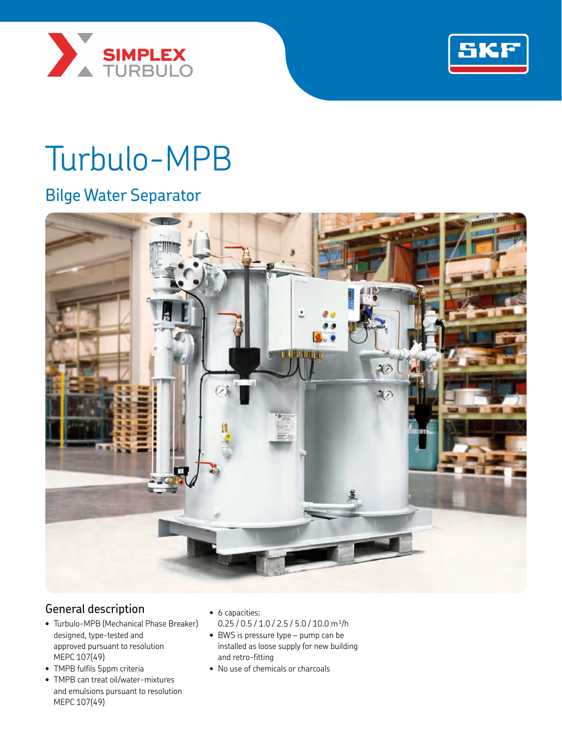# Turbulo-MPB

## Bilge Water Separator

### General description

- Turbulo-MPB (Mechanical Phase Breaker) designed, type-tested and approved pursuant to resolution MEPC 107(49)
- TMPB fulfils 5ppm criteria
- TMPB can treat oil/water-mixtures and emulsions pursuant to resolution MEPC 107(49)
- 6 capacities: 0.25 / 0.5 / 1.0 / 2.5 / 5.0 / 10.0 $m^3/h$
- BWS is pressure type – pump can be installed as loose supply for new building and retro-fitting
- No use of chemicals or charcoals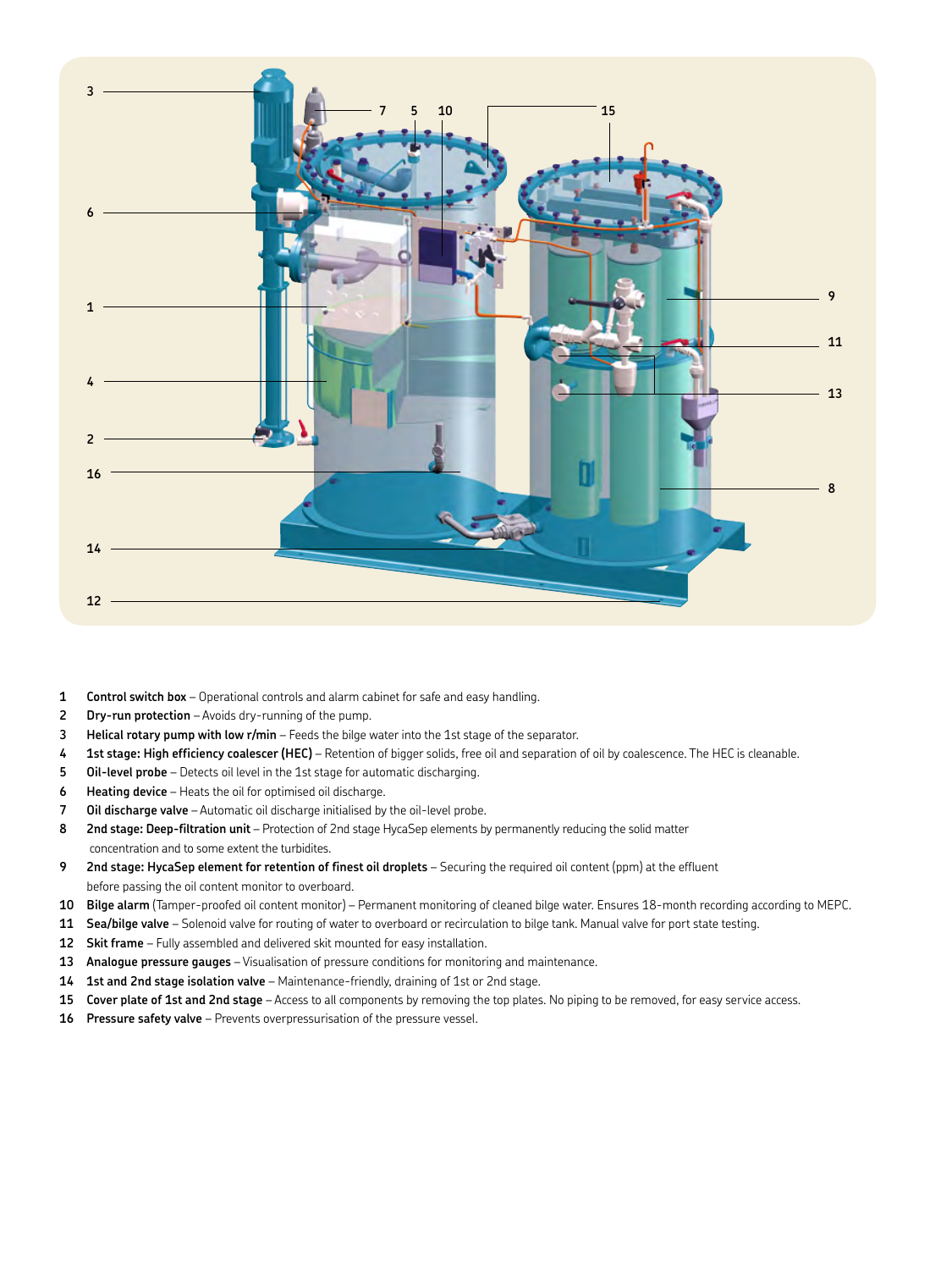1 **Control switch box** – Operational controls and alarm cabinet for safe and easy handling.
2 **Dry-run protection** – Avoids dry-running of the pump.
3 **Helical rotary pump with low r/min** – Feeds the bilge water into the 1st stage of the separator.
4 **1st stage: High efficiency coalescer (HEC)** – Retention of bigger solids, free oil and separation of oil by coalescence. The HEC is cleanable.
5 **Oil-level probe** – Detects oil level in the 1st stage for automatic discharging.
6 **Heating device** – Heats the oil for optimised oil discharge.
7 **Oil discharge valve** – Automatic oil discharge initialised by the oil-level probe.
8 **2nd stage: Deep-filtration unit** – Protection of 2nd stage HycaSep elements by permanently reducing the solid matter concentration and to some extent the turbidites.
9 **2nd stage: HycaSep element for retention of finest oil droplets** – Securing the required oil content (ppm) at the effluent before passing the oil content monitor to overboard.
10 **Bilge alarm** (Tamper-proofed oil content monitor) – Permanent monitoring of cleaned bilge water. Ensures 18-month recording according to MEPC.
11 **Sea/bilge valve** – Solenoid valve for routing of water to overboard or recirculation to bilge tank. Manual valve for port state testing.
12 **Skit frame** – Fully assembled and delivered skit mounted for easy installation.
13 **Analogue pressure gauges** – Visualisation of pressure conditions for monitoring and maintenance.
14 **1st and 2nd stage isolation valve** – Maintenance-friendly, draining of 1st or 2nd stage.
15 **Cover plate of 1st and 2nd stage** – Access to all components by removing the top plates. No piping to be removed, for easy service access.
16 **Pressure safety valve** – Prevents overpressurisation of the pressure vessel.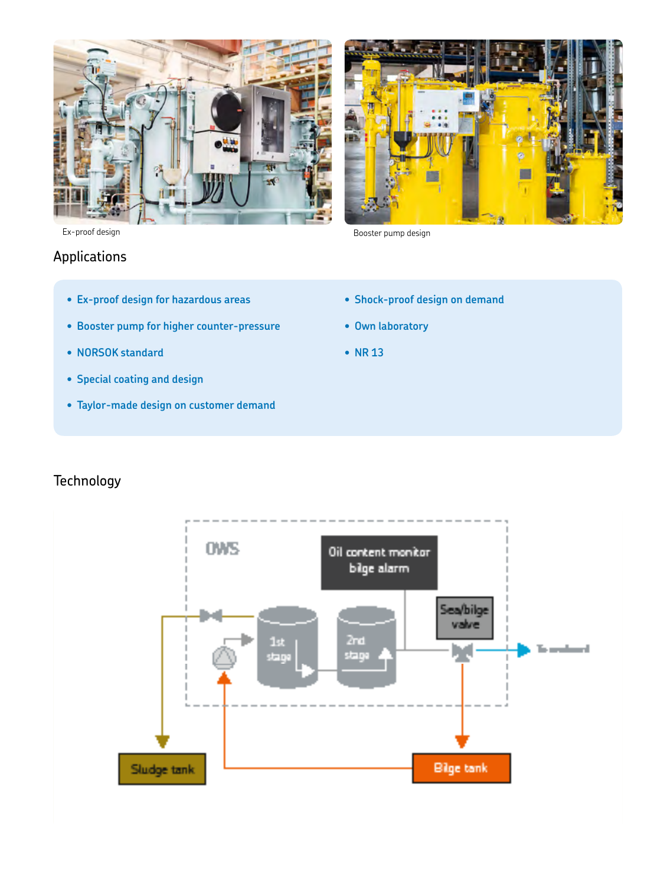Ex-proof design

Booster pump design

## Applications

- Ex-proof design for hazardous areas
- Booster pump for higher counter-pressure
- NORSOK standard
- Special coating and design
- Taylor-made design on customer demand
- Shock-proof design on demand
- Own laboratory
- NR 13

## Technology

OWS

Oil content monitor bilge alarm

1st stage

2nd stage

Sea/bilge valve

To outboard

Sludge tank

Bilge tank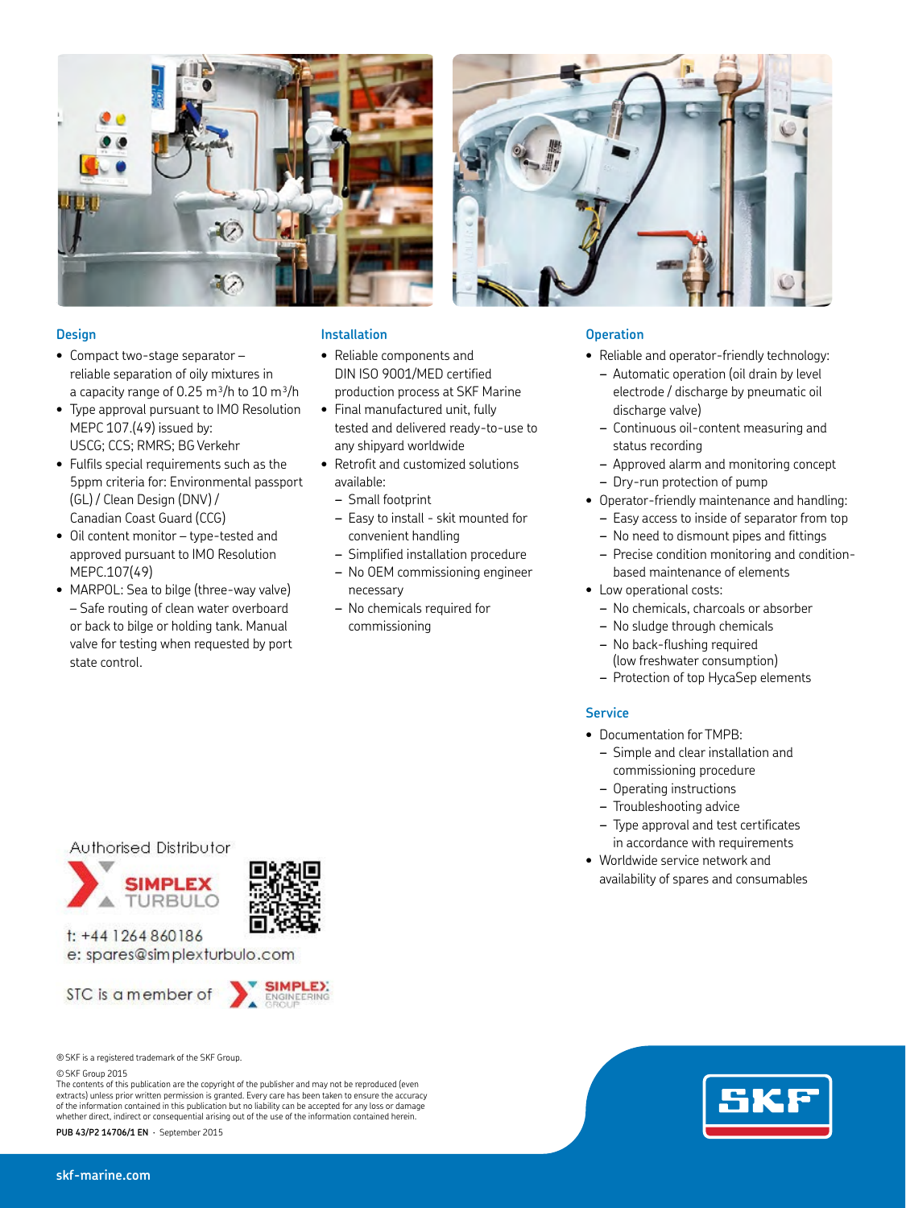## Design

- Compact two-stage separator – reliable separation of oily mixtures in a capacity range of 0.25 $m^3$/h to 10 $m^3$/h
- Type approval pursuant to IMO Resolution MEPC 107.(49) issued by: USCG; CCS; RMRS; BG Verkehr
- Fulfils special requirements such as the 5ppm criteria for: Environmental passport (GL) / Clean Design (DNV) / Canadian Coast Guard (CCG)
- Oil content monitor – type-tested and approved pursuant to IMO Resolution MEPC.107(49)
- MARPOL: Sea to bilge (three-way valve) – Safe routing of clean water overboard or back to bilge or holding tank. Manual valve for testing when requested by port state control.

## Installation

- Reliable components and DIN ISO 9001/MED certified production process at SKF Marine
- Final manufactured unit, fully tested and delivered ready-to-use to any shipyard worldwide
- Retrofit and customized solutions available:
  - Small footprint
  - Easy to install - skit mounted for convenient handling
  - Simplified installation procedure
  - No OEM commissioning engineer necessary
  - No chemicals required for commissioning

## Operation

- Reliable and operator-friendly technology:
  - Automatic operation (oil drain by level electrode / discharge by pneumatic oil discharge valve)
  - Continuous oil-content measuring and status recording
  - Approved alarm and monitoring concept
  - Dry-run protection of pump
- Operator-friendly maintenance and handling:
  - Easy access to inside of separator from top
  - No need to dismount pipes and fittings
  - Precise condition monitoring and condition-based maintenance of elements
- Low operational costs:
  - No chemicals, charcoals or absorber
  - No sludge through chemicals
  - No back-flushing required (low freshwater consumption)
  - Protection of top HycaSep elements

## Service

- Documentation for TMPB:
  - Simple and clear installation and commissioning procedure
  - Operating instructions
  - Troubleshooting advice
  - Type approval and test certificates in accordance with requirements
- Worldwide service network and availability of spares and consumables

Authorised Distributor

SIMPLEX TURBULO

t: +44 1264 860186
e: spares@simplexturbulo.com

STC is a member of SIMPLEX ENGINEERING GROUP

® SKF is a registered trademark of the SKF Group.

© SKF Group 2015
The contents of this publication are the copyright of the publisher and may not be reproduced (even extracts) unless prior written permission is granted. Every care has been taken to ensure the accuracy of the information contained in this publication but no liability can be accepted for any loss or damage whether direct, indirect or consequential arising out of the use of the information contained herein.

**PUB 43/P2 14706/1 EN** · September 2015

**skf-marine.com**